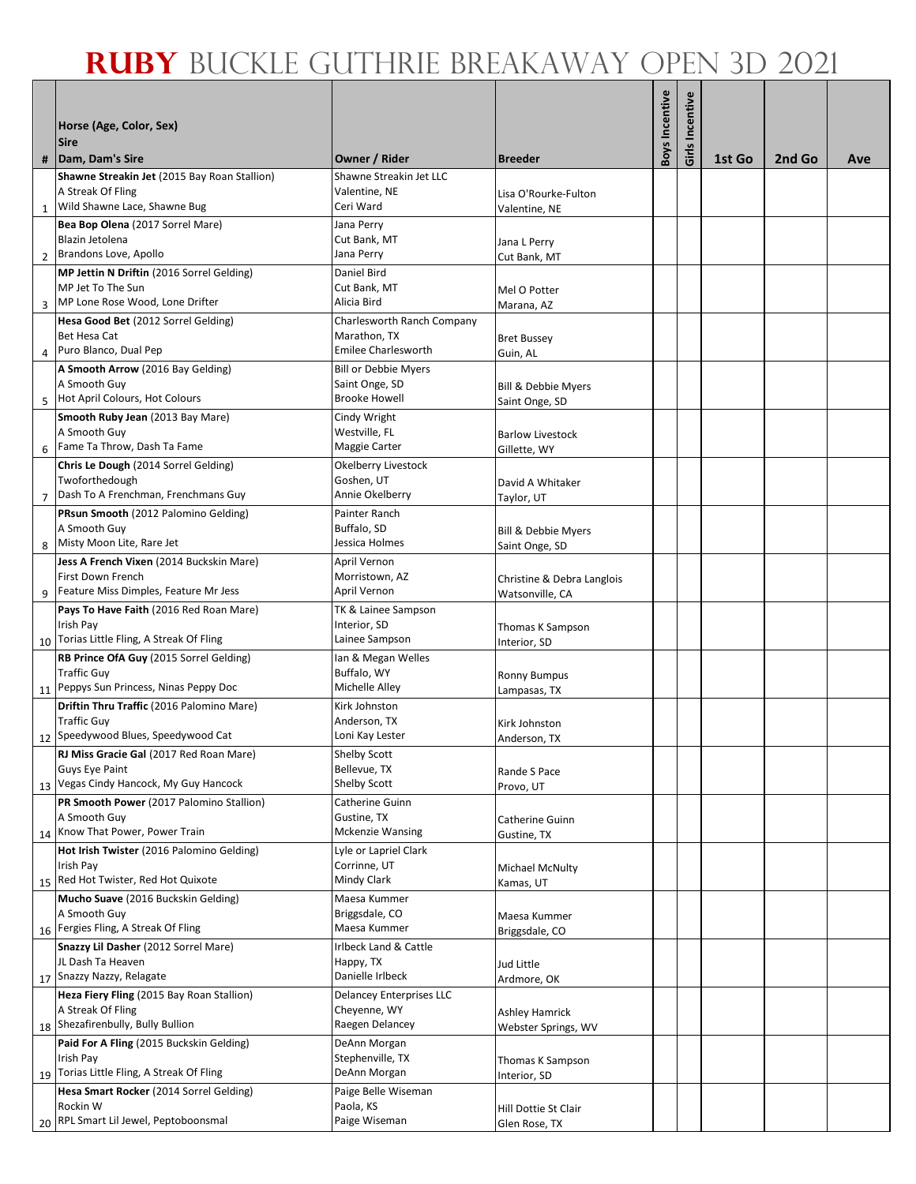# **RUBY** BUCKLE GUTHRIE BREAKAWAY OPEN 3D 2021

| # | Horse (Age, Color, Sex)<br>Sire<br>Dam, Dam's Sire | Owner / Rider | Breeder | Boys Incentive | Girls Incentive | 1st Go | 2nd Go | Ave |
|---|---|---|---|---|---|---|---|---|
| 1 | **Shawne Streakin Jet** (2015 Bay Roan Stallion)<br>A Streak Of Fling<br>Wild Shawne Lace, Shawne Bug | Shawne Streakin Jet LLC<br>Valentine, NE<br>Ceri Ward | Lisa O'Rourke-Fulton<br>Valentine, NE | | | | | |
| 2 | **Bea Bop Olena** (2017 Sorrel Mare)<br>Blazin Jetolena<br>Brandons Love, Apollo | Jana Perry<br>Cut Bank, MT<br>Jana Perry | Jana L Perry<br>Cut Bank, MT | | | | | |
| 3 | **MP Jettin N Driftin** (2016 Sorrel Gelding)<br>MP Jet To The Sun<br>MP Lone Rose Wood, Lone Drifter | Daniel Bird<br>Cut Bank, MT<br>Alicia Bird | Mel O Potter<br>Marana, AZ | | | | | |
| 4 | **Hesa Good Bet** (2012 Sorrel Gelding)<br>Bet Hesa Cat<br>Puro Blanco, Dual Pep | Charlesworth Ranch Company<br>Marathon, TX<br>Emilee Charlesworth | Bret Bussey<br>Guin, AL | | | | | |
| 5 | **A Smooth Arrow** (2016 Bay Gelding)<br>A Smooth Guy<br>Hot April Colours, Hot Colours | Bill or Debbie Myers<br>Saint Onge, SD<br>Brooke Howell | Bill & Debbie Myers<br>Saint Onge, SD | | | | | |
| 6 | **Smooth Ruby Jean** (2013 Bay Mare)<br>A Smooth Guy<br>Fame Ta Throw, Dash Ta Fame | Cindy Wright<br>Westville, FL<br>Maggie Carter | Barlow Livestock<br>Gillette, WY | | | | | |
| 7 | **Chris Le Dough** (2014 Sorrel Gelding)<br>Twoforthedough<br>Dash To A Frenchman, Frenchmans Guy | Okelberry Livestock<br>Goshen, UT<br>Annie Okelberry | David A Whitaker<br>Taylor, UT | | | | | |
| 8 | **PRsun Smooth** (2012 Palomino Gelding)<br>A Smooth Guy<br>Misty Moon Lite, Rare Jet | Painter Ranch<br>Buffalo, SD<br>Jessica Holmes | Bill & Debbie Myers<br>Saint Onge, SD | | | | | |
| 9 | **Jess A French Vixen** (2014 Buckskin Mare)<br>First Down French<br>Feature Miss Dimples, Feature Mr Jess | April Vernon<br>Morristown, AZ<br>April Vernon | Christine & Debra Langlois<br>Watsonville, CA | | | | | |
| 10 | **Pays To Have Faith** (2016 Red Roan Mare)<br>Irish Pay<br>Torias Little Fling, A Streak Of Fling | TK & Lainee Sampson<br>Interior, SD<br>Lainee Sampson | Thomas K Sampson<br>Interior, SD | | | | | |
| 11 | **RB Prince OfA Guy** (2015 Sorrel Gelding)<br>Traffic Guy<br>Peppys Sun Princess, Ninas Peppy Doc | Ian & Megan Welles<br>Buffalo, WY<br>Michelle Alley | Ronny Bumpus<br>Lampasas, TX | | | | | |
| 12 | **Driftin Thru Traffic** (2016 Palomino Mare)<br>Traffic Guy<br>Speedywood Blues, Speedywood Cat | Kirk Johnston<br>Anderson, TX<br>Loni Kay Lester | Kirk Johnston<br>Anderson, TX | | | | | |
| 13 | **RJ Miss Gracie Gal** (2017 Red Roan Mare)<br>Guys Eye Paint<br>Vegas Cindy Hancock, My Guy Hancock | Shelby Scott<br>Bellevue, TX<br>Shelby Scott | Rande S Pace<br>Provo, UT | | | | | |
| 14 | **PR Smooth Power** (2017 Palomino Stallion)<br>A Smooth Guy<br>Know That Power, Power Train | Catherine Guinn<br>Gustine, TX<br>Mckenzie Wansing | Catherine Guinn<br>Gustine, TX | | | | | |
| 15 | **Hot Irish Twister** (2016 Palomino Gelding)<br>Irish Pay<br>Red Hot Twister, Red Hot Quixote | Lyle or Lapriel Clark<br>Corrinne, UT<br>Mindy Clark | Michael McNulty<br>Kamas, UT | | | | | |
| 16 | **Mucho Suave** (2016 Buckskin Gelding)<br>A Smooth Guy<br>Fergies Fling, A Streak Of Fling | Maesa Kummer<br>Briggsdale, CO<br>Maesa Kummer | Maesa Kummer<br>Briggsdale, CO | | | | | |
| 17 | **Snazzy Lil Dasher** (2012 Sorrel Mare)<br>JL Dash Ta Heaven<br>Snazzy Nazzy, Relagate | Irlbeck Land & Cattle<br>Happy, TX<br>Danielle Irlbeck | Jud Little<br>Ardmore, OK | | | | | |
| 18 | **Heza Fiery Fling** (2015 Bay Roan Stallion)<br>A Streak Of Fling<br>Shezafirenbully, Bully Bullion | Delancey Enterprises LLC<br>Cheyenne, WY<br>Raegen Delancey | Ashley Hamrick<br>Webster Springs, WV | | | | | |
| 19 | **Paid For A Fling** (2015 Buckskin Gelding)<br>Irish Pay<br>Torias Little Fling, A Streak Of Fling | DeAnn Morgan<br>Stephenville, TX<br>DeAnn Morgan | Thomas K Sampson<br>Interior, SD | | | | | |
| 20 | **Hesa Smart Rocker** (2014 Sorrel Gelding)<br>Rockin W<br>RPL Smart Lil Jewel, Peptoboonsmal | Paige Belle Wiseman<br>Paola, KS<br>Paige Wiseman | Hill Dottie St Clair<br>Glen Rose, TX | | | | | |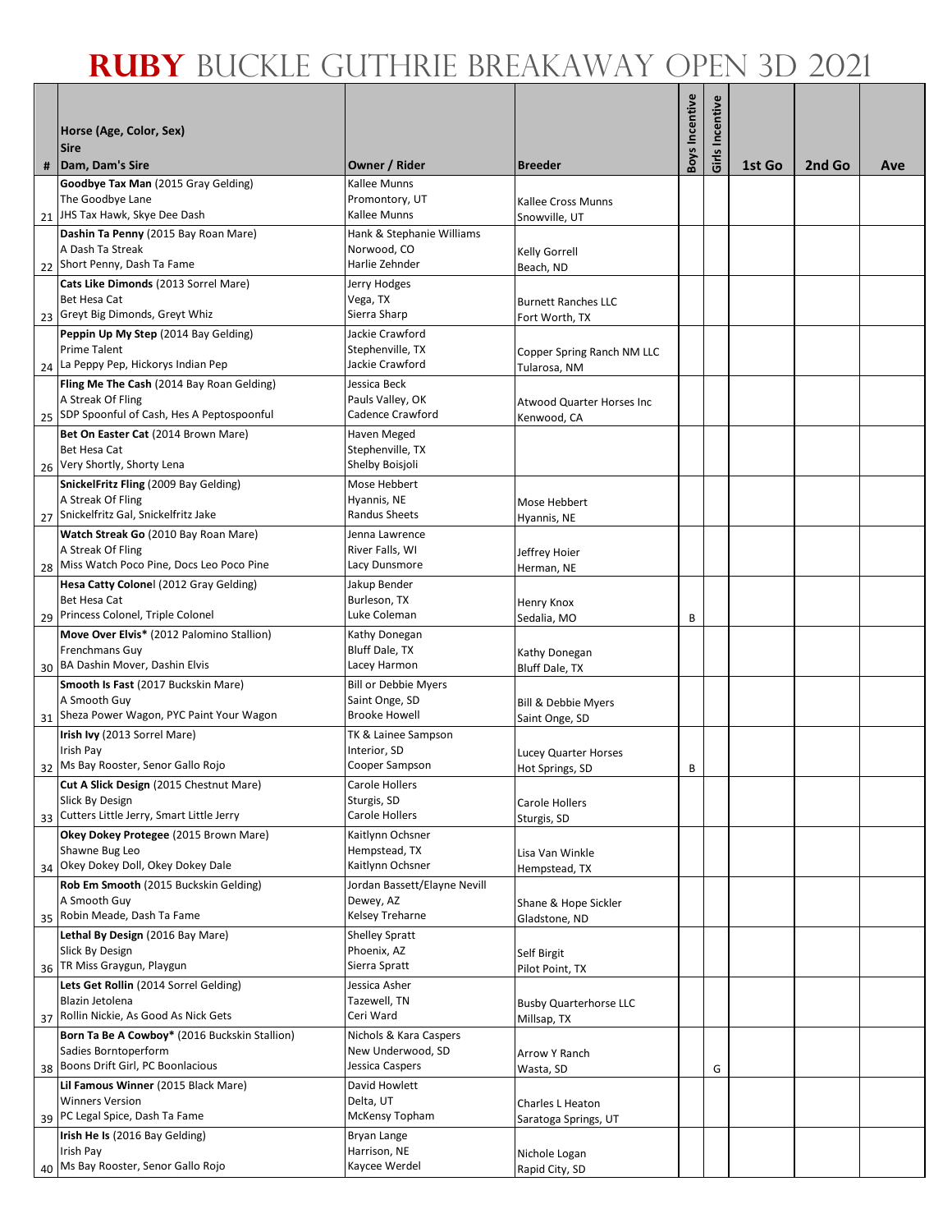# RUBY BUCKLE GUTHRIE BREAKAWAY OPEN 3D 2021

| # | Horse (Age, Color, Sex)<br>Sire<br>Dam, Dam's Sire | Owner / Rider | Breeder | Boys Incentive | Girls Incentive | 1st Go | 2nd Go | Ave |
|---|---|---|---|---|---|---|---|---|
| 21 | **Goodbye Tax Man** (2015 Gray Gelding)<br>The Goodbye Lane<br>JHS Tax Hawk, Skye Dee Dash | Kallee Munns<br>Promontory, UT<br>Kallee Munns | Kallee Cross Munns<br>Snowville, UT | | | | | |
| 22 | **Dashin Ta Penny** (2015 Bay Roan Mare)<br>A Dash Ta Streak<br>Short Penny, Dash Ta Fame | Hank & Stephanie Williams<br>Norwood, CO<br>Harlie Zehnder | Kelly Gorrell<br>Beach, ND | | | | | |
| 23 | **Cats Like Dimonds** (2013 Sorrel Mare)<br>Bet Hesa Cat<br>Greyt Big Dimonds, Greyt Whiz | Jerry Hodges<br>Vega, TX<br>Sierra Sharp | Burnett Ranches LLC<br>Fort Worth, TX | | | | | |
| 24 | **Peppin Up My Step** (2014 Bay Gelding)<br>Prime Talent<br>La Peppy Pep, Hickorys Indian Pep | Jackie Crawford<br>Stephenville, TX<br>Jackie Crawford | Copper Spring Ranch NM LLC<br>Tularosa, NM | | | | | |
| 25 | **Fling Me The Cash** (2014 Bay Roan Gelding)<br>A Streak Of Fling<br>SDP Spoonful of Cash, Hes A Peptospoonful | Jessica Beck<br>Pauls Valley, OK<br>Cadence Crawford | Atwood Quarter Horses Inc<br>Kenwood, CA | | | | | |
| 26 | **Bet On Easter Cat** (2014 Brown Mare)<br>Bet Hesa Cat<br>Very Shortly, Shorty Lena | Haven Meged<br>Stephenville, TX<br>Shelby Boisjoli | | | | | | |
| 27 | **SnickelFritz Fling** (2009 Bay Gelding)<br>A Streak Of Fling<br>Snickelfritz Gal, Snickelfritz Jake | Mose Hebbert<br>Hyannis, NE<br>Randus Sheets | Mose Hebbert<br>Hyannis, NE | | | | | |
| 28 | **Watch Streak Go** (2010 Bay Roan Mare)<br>A Streak Of Fling<br>Miss Watch Poco Pine, Docs Leo Poco Pine | Jenna Lawrence<br>River Falls, WI<br>Lacy Dunsmore | Jeffrey Hoier<br>Herman, NE | | | | | |
| 29 | **Hesa Catty Colonel** (2012 Gray Gelding)<br>Bet Hesa Cat<br>Princess Colonel, Triple Colonel | Jakup Bender<br>Burleson, TX<br>Luke Coleman | Henry Knox<br>Sedalia, MO | B | | | | |
| 30 | **Move Over Elvis*** (2012 Palomino Stallion)<br>Frenchmans Guy<br>BA Dashin Mover, Dashin Elvis | Kathy Donegan<br>Bluff Dale, TX<br>Lacey Harmon | Kathy Donegan<br>Bluff Dale, TX | | | | | |
| 31 | **Smooth Is Fast** (2017 Buckskin Mare)<br>A Smooth Guy<br>Sheza Power Wagon, PYC Paint Your Wagon | Bill or Debbie Myers<br>Saint Onge, SD<br>Brooke Howell | Bill & Debbie Myers<br>Saint Onge, SD | | | | | |
| 32 | **Irish Ivy** (2013 Sorrel Mare)<br>Irish Pay<br>Ms Bay Rooster, Senor Gallo Rojo | TK & Lainee Sampson<br>Interior, SD<br>Cooper Sampson | Lucey Quarter Horses<br>Hot Springs, SD | B | | | | |
| 33 | **Cut A Slick Design** (2015 Chestnut Mare)<br>Slick By Design<br>Cutters Little Jerry, Smart Little Jerry | Carole Hollers<br>Sturgis, SD<br>Carole Hollers | Carole Hollers<br>Sturgis, SD | | | | | |
| 34 | **Okey Dokey Protegee** (2015 Brown Mare)<br>Shawne Bug Leo<br>Okey Dokey Doll, Okey Dokey Dale | Kaitlynn Ochsner<br>Hempstead, TX<br>Kaitlynn Ochsner | Lisa Van Winkle<br>Hempstead, TX | | | | | |
| 35 | **Rob Em Smooth** (2015 Buckskin Gelding)<br>A Smooth Guy<br>Robin Meade, Dash Ta Fame | Jordan Bassett/Elayne Nevill<br>Dewey, AZ<br>Kelsey Treharne | Shane & Hope Sickler<br>Gladstone, ND | | | | | |
| 36 | **Lethal By Design** (2016 Bay Mare)<br>Slick By Design<br>TR Miss Graygun, Playgun | Shelley Spratt<br>Phoenix, AZ<br>Sierra Spratt | Self Birgit<br>Pilot Point, TX | | | | | |
| 37 | **Lets Get Rollin** (2014 Sorrel Gelding)<br>Blazin Jetolena<br>Rollin Nickie, As Good As Nick Gets | Jessica Asher<br>Tazewell, TN<br>Ceri Ward | Busby Quarterhorse LLC<br>Millsap, TX | | | | | |
| 38 | **Born Ta Be A Cowboy*** (2016 Buckskin Stallion)<br>Sadies Borntoperform<br>Boons Drift Girl, PC Boonlacious | Nichols & Kara Caspers<br>New Underwood, SD<br>Jessica Caspers | Arrow Y Ranch<br>Wasta, SD | | G | | | |
| 39 | **Lil Famous Winner** (2015 Black Mare)<br>Winners Version<br>PC Legal Spice, Dash Ta Fame | David Howlett<br>Delta, UT<br>McKensy Topham | Charles L Heaton<br>Saratoga Springs, UT | | | | | |
| 40 | **Irish He Is** (2016 Bay Gelding)<br>Irish Pay<br>Ms Bay Rooster, Senor Gallo Rojo | Bryan Lange<br>Harrison, NE<br>Kaycee Werdel | Nichole Logan<br>Rapid City, SD | | | | | |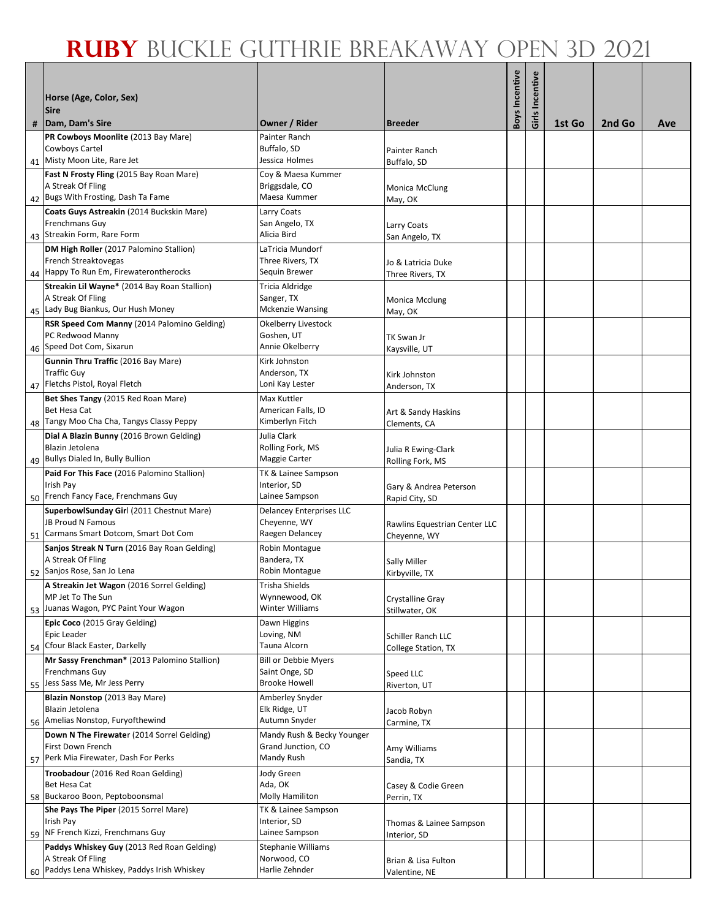# **Ruby** Buckle Guthrie Breakaway Open 3D 2021

| # | Horse (Age, Color, Sex)<br>Sire<br>Dam, Dam's Sire | Owner / Rider | Breeder | Boys Incentive | Girls Incentive | 1st Go | 2nd Go | Ave |
|---|---|---|---|---|---|---|---|---|
| 41 | **PR Cowboys Moonlite** (2013 Bay Mare)<br>Cowboys Cartel<br>Misty Moon Lite, Rare Jet | Painter Ranch<br>Buffalo, SD<br>Jessica Holmes | Painter Ranch<br>Buffalo, SD | | | | | |
| 42 | **Fast N Frosty Fling** (2015 Bay Roan Mare)<br>A Streak Of Fling<br>Bugs With Frosting, Dash Ta Fame | Coy & Maesa Kummer<br>Briggsdale, CO<br>Maesa Kummer | Monica McClung<br>May, OK | | | | | |
| 43 | **Coats Guys Astreakin** (2014 Buckskin Mare)<br>Frenchmans Guy<br>Streakin Form, Rare Form | Larry Coats<br>San Angelo, TX<br>Alicia Bird | Larry Coats<br>San Angelo, TX | | | | | |
| 44 | **DM High Roller** (2017 Palomino Stallion)<br>French Streaktovegas<br>Happy To Run Em, Firewaterontherocks | LaTricia Mundorf<br>Three Rivers, TX<br>Sequin Brewer | Jo & Latricia Duke<br>Three Rivers, TX | | | | | |
| 45 | **Streakin Lil Wayne*** (2014 Bay Roan Stallion)<br>A Streak Of Fling<br>Lady Bug Biankus, Our Hush Money | Tricia Aldridge<br>Sanger, TX<br>Mckenzie Wansing | Monica Mcclung<br>May, OK | | | | | |
| 46 | **RSR Speed Com Manny** (2014 Palomino Gelding)<br>PC Redwood Manny<br>Speed Dot Com, Sixarun | Okelberry Livestock<br>Goshen, UT<br>Annie Okelberry | TK Swan Jr<br>Kaysville, UT | | | | | |
| 47 | **Gunnin Thru Traffic** (2016 Bay Mare)<br>Traffic Guy<br>Fletchs Pistol, Royal Fletch | Kirk Johnston<br>Anderson, TX<br>Loni Kay Lester | Kirk Johnston<br>Anderson, TX | | | | | |
| 48 | **Bet Shes Tangy** (2015 Red Roan Mare)<br>Bet Hesa Cat<br>Tangy Moo Cha Cha, Tangys Classy Peppy | Max Kuttler<br>American Falls, ID<br>Kimberlyn Fitch | Art & Sandy Haskins<br>Clements, CA | | | | | |
| 49 | **Dial A Blazin Bunny** (2016 Brown Gelding)<br>Blazin Jetolena<br>Bullys Dialed In, Bully Bullion | Julia Clark<br>Rolling Fork, MS<br>Maggie Carter | Julia R Ewing-Clark<br>Rolling Fork, MS | | | | | |
| 50 | **Paid For This Face** (2016 Palomino Stallion)<br>Irish Pay<br>French Fancy Face, Frenchmans Guy | TK & Lainee Sampson<br>Interior, SD<br>Lainee Sampson | Gary & Andrea Peterson<br>Rapid City, SD | | | | | |
| 51 | **SuperbowlSunday Girl** (2011 Chestnut Mare)<br>JB Proud N Famous<br>Carmans Smart Dotcom, Smart Dot Com | Delancey Enterprises LLC<br>Cheyenne, WY<br>Raegen Delancey | Rawlins Equestrian Center LLC<br>Cheyenne, WY | | | | | |
| 52 | **Sanjos Streak N Turn** (2016 Bay Roan Gelding)<br>A Streak Of Fling<br>Sanjos Rose, San Jo Lena | Robin Montague<br>Bandera, TX<br>Robin Montague | Sally Miller<br>Kirbyville, TX | | | | | |
| 53 | **A Streakin Jet Wagon** (2016 Sorrel Gelding)<br>MP Jet To The Sun<br>Juanas Wagon, PYC Paint Your Wagon | Trisha Shields<br>Wynnewood, OK<br>Winter Williams | Crystalline Gray<br>Stillwater, OK | | | | | |
| 54 | **Epic Coco** (2015 Gray Gelding)<br>Epic Leader<br>Cfour Black Easter, Darkelly | Dawn Higgins<br>Loving, NM<br>Tauna Alcorn | Schiller Ranch LLC<br>College Station, TX | | | | | |
| 55 | **Mr Sassy Frenchman*** (2013 Palomino Stallion)<br>Frenchmans Guy<br>Jess Sass Me, Mr Jess Perry | Bill or Debbie Myers<br>Saint Onge, SD<br>Brooke Howell | Speed LLC<br>Riverton, UT | | | | | |
| 56 | **Blazin Nonstop** (2013 Bay Mare)<br>Blazin Jetolena<br>Amelias Nonstop, Furyofthewind | Amberley Snyder<br>Elk Ridge, UT<br>Autumn Snyder | Jacob Robyn<br>Carmine, TX | | | | | |
| 57 | **Down N The Firewater** (2014 Sorrel Gelding)<br>First Down French<br>Perk Mia Firewater, Dash For Perks | Mandy Rush & Becky Younger<br>Grand Junction, CO<br>Mandy Rush | Amy Williams<br>Sandia, TX | | | | | |
| 58 | **Troobadour** (2016 Red Roan Gelding)<br>Bet Hesa Cat<br>Buckaroo Boon, Peptoboonsmal | Jody Green<br>Ada, OK<br>Molly Hamilton | Casey & Codie Green<br>Perrin, TX | | | | | |
| 59 | **She Pays The Piper** (2015 Sorrel Mare)<br>Irish Pay<br>NF French Kizzi, Frenchmans Guy | TK & Lainee Sampson<br>Interior, SD<br>Lainee Sampson | Thomas & Lainee Sampson<br>Interior, SD | | | | | |
| 60 | **Paddys Whiskey Guy** (2013 Red Roan Gelding)<br>A Streak Of Fling<br>Paddys Lena Whiskey, Paddys Irish Whiskey | Stephanie Williams<br>Norwood, CO<br>Harlie Zehnder | Brian & Lisa Fulton<br>Valentine, NE | | | | | |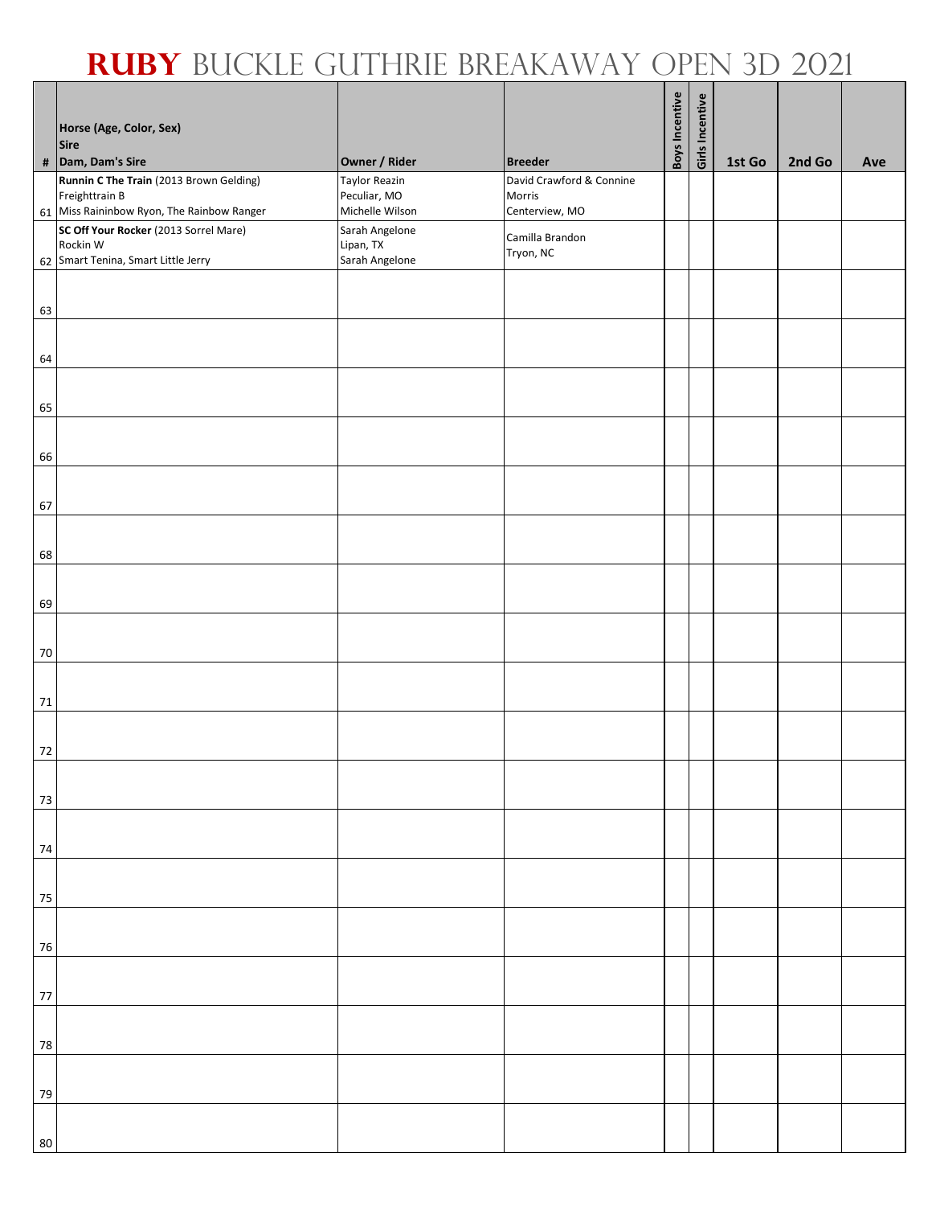# RUBY BUCKLE GUTHRIE BREAKAWAY OPEN 3D 2021

| # | Horse (Age, Color, Sex)<br>Sire<br>Dam, Dam's Sire | Owner / Rider | Breeder | Boys Incentive | Girls Incentive | 1st Go | 2nd Go | Ave |
|---|---|---|---|---|---|---|---|---|
| 61 | **Runnin C The Train** (2013 Brown Gelding)<br>Freighttrain B<br>Miss Raininbow Ryon, The Rainbow Ranger | Taylor Reazin<br>Peculiar, MO<br>Michelle Wilson | David Crawford & Connine Morris<br>Centerview, MO | | | | | |
| 62 | **SC Off Your Rocker** (2013 Sorrel Mare)<br>Rockin W<br>Smart Tenina, Smart Little Jerry | Sarah Angelone<br>Lipan, TX<br>Sarah Angelone | Camilla Brandon<br>Tryon, NC | | | | | |
| 63 | | | | | | | | |
| 64 | | | | | | | | |
| 65 | | | | | | | | |
| 66 | | | | | | | | |
| 67 | | | | | | | | |
| 68 | | | | | | | | |
| 69 | | | | | | | | |
| 70 | | | | | | | | |
| 71 | | | | | | | | |
| 72 | | | | | | | | |
| 73 | | | | | | | | |
| 74 | | | | | | | | |
| 75 | | | | | | | | |
| 76 | | | | | | | | |
| 77 | | | | | | | | |
| 78 | | | | | | | | |
| 79 | | | | | | | | |
| 80 | | | | | | | | |